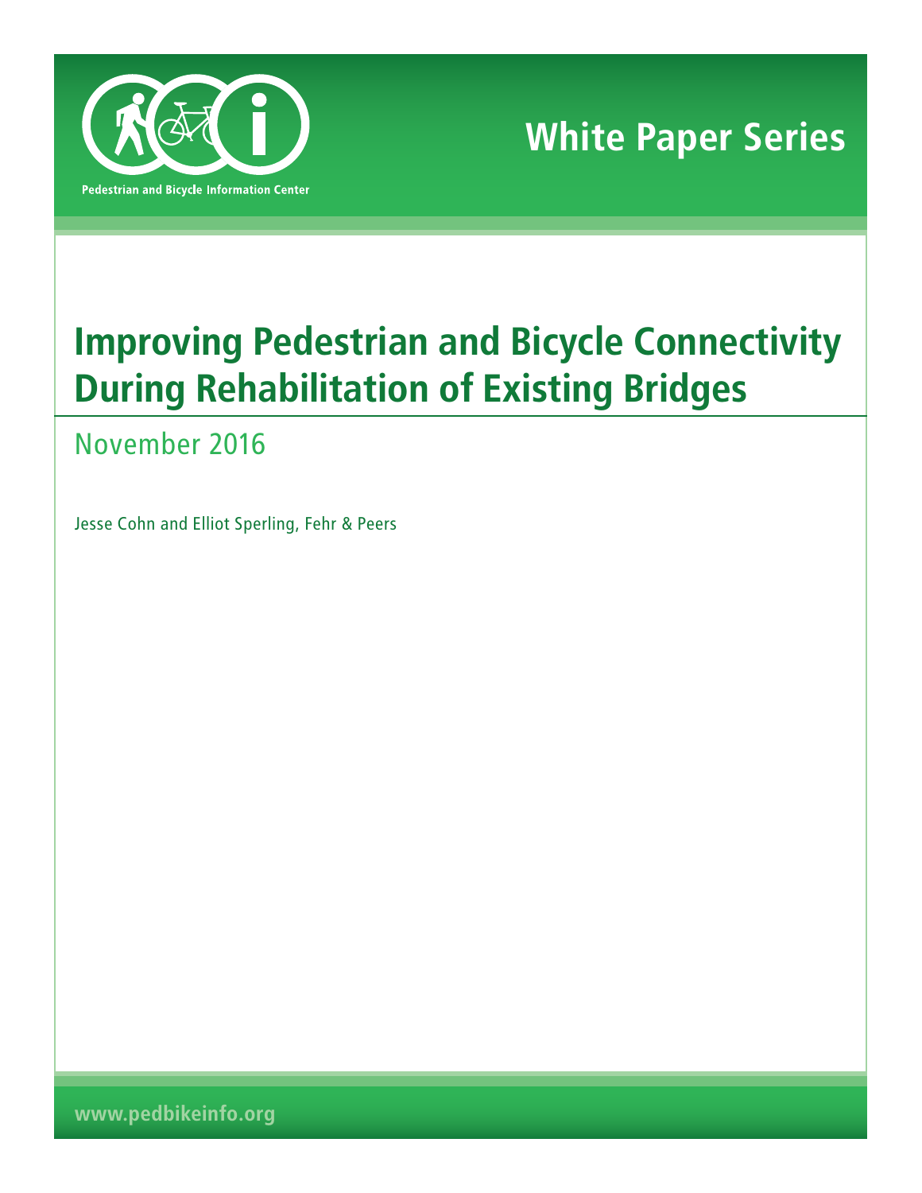Pedestrian and Bicycle Information Center

# White Paper Series

# Improving Pedestrian and Bicycle Connectivity During Rehabilitation of Existing Bridges

## November 2016

Jesse Cohn and Elliot Sperling, Fehr & Peers

www.pedbikeinfo.org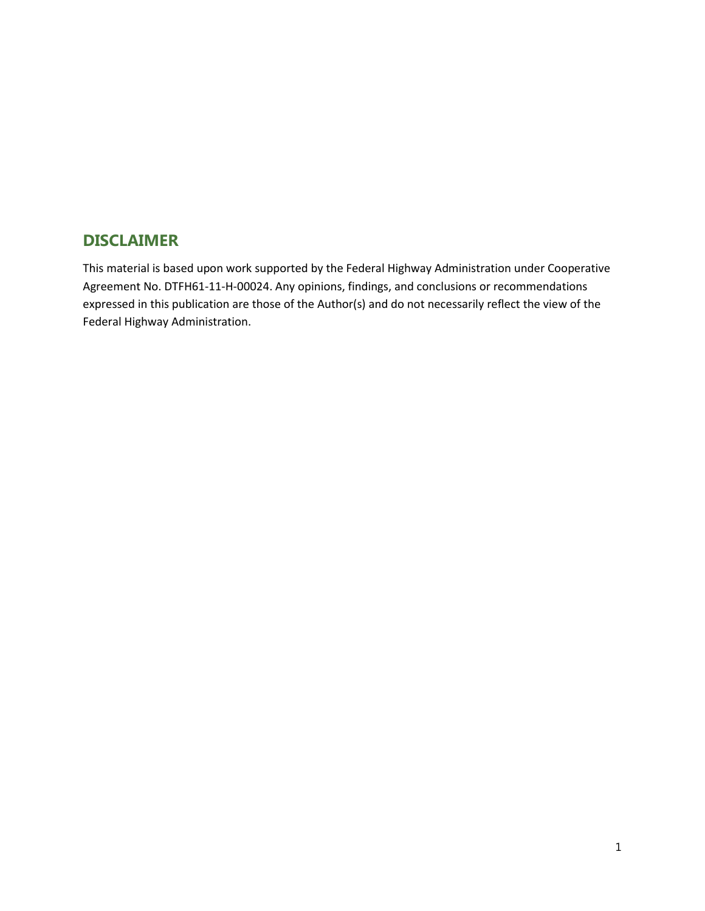## DISCLAIMER

This material is based upon work supported by the Federal Highway Administration under Cooperative Agreement No. DTFH61-11-H-00024. Any opinions, findings, and conclusions or recommendations expressed in this publication are those of the Author(s) and do not necessarily reflect the view of the Federal Highway Administration.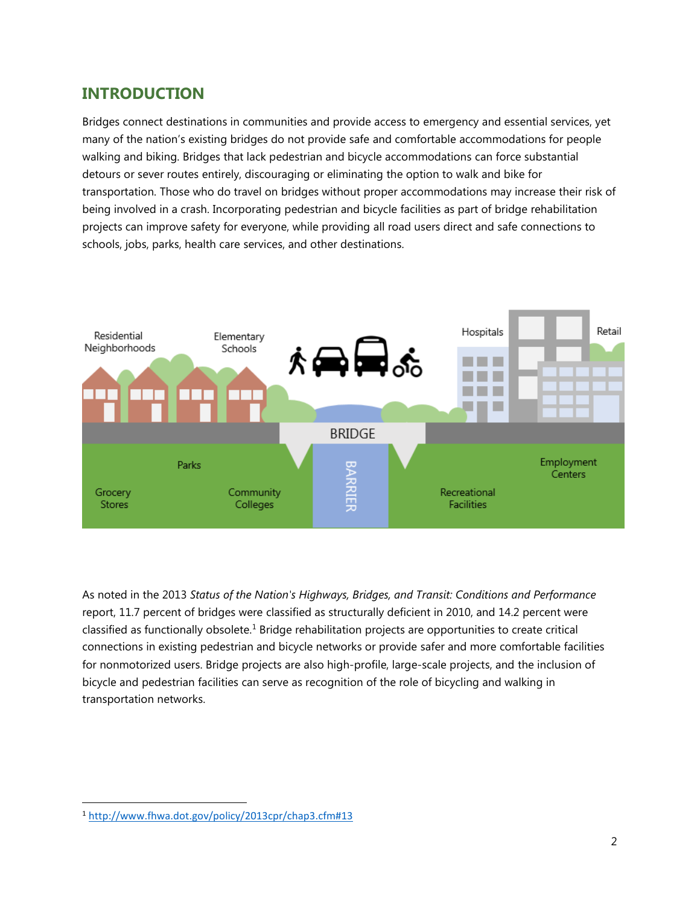## INTRODUCTION

Bridges connect destinations in communities and provide access to emergency and essential services, yet many of the nation's existing bridges do not provide safe and comfortable accommodations for people walking and biking. Bridges that lack pedestrian and bicycle accommodations can force substantial detours or sever routes entirely, discouraging or eliminating the option to walk and bike for transportation. Those who do travel on bridges without proper accommodations may increase their risk of being involved in a crash. Incorporating pedestrian and bicycle facilities as part of bridge rehabilitation projects can improve safety for everyone, while providing all road users direct and safe connections to schools, jobs, parks, health care services, and other destinations.

As noted in the 2013 *Status of the Nation's Highways, Bridges, and Transit: Conditions and Performance* report, 11.7 percent of bridges were classified as structurally deficient in 2010, and 14.2 percent were classified as functionally obsolete.[1] Bridge rehabilitation projects are opportunities to create critical connections in existing pedestrian and bicycle networks or provide safer and more comfortable facilities for nonmotorized users. Bridge projects are also high-profile, large-scale projects, and the inclusion of bicycle and pedestrian facilities can serve as recognition of the role of bicycling and walking in transportation networks.

[1] http://www.fhwa.dot.gov/policy/2013cpr/chap3.cfm#13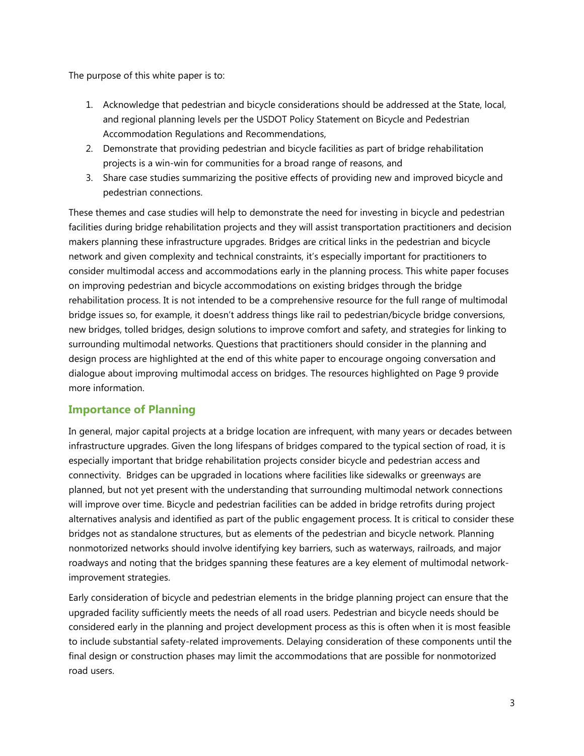The purpose of this white paper is to:

1. Acknowledge that pedestrian and bicycle considerations should be addressed at the State, local, and regional planning levels per the USDOT Policy Statement on Bicycle and Pedestrian Accommodation Regulations and Recommendations,
2. Demonstrate that providing pedestrian and bicycle facilities as part of bridge rehabilitation projects is a win-win for communities for a broad range of reasons, and
3. Share case studies summarizing the positive effects of providing new and improved bicycle and pedestrian connections.

These themes and case studies will help to demonstrate the need for investing in bicycle and pedestrian facilities during bridge rehabilitation projects and they will assist transportation practitioners and decision makers planning these infrastructure upgrades. Bridges are critical links in the pedestrian and bicycle network and given complexity and technical constraints, it's especially important for practitioners to consider multimodal access and accommodations early in the planning process. This white paper focuses on improving pedestrian and bicycle accommodations on existing bridges through the bridge rehabilitation process. It is not intended to be a comprehensive resource for the full range of multimodal bridge issues so, for example, it doesn't address things like rail to pedestrian/bicycle bridge conversions, new bridges, tolled bridges, design solutions to improve comfort and safety, and strategies for linking to surrounding multimodal networks. Questions that practitioners should consider in the planning and design process are highlighted at the end of this white paper to encourage ongoing conversation and dialogue about improving multimodal access on bridges. The resources highlighted on Page 9 provide more information.

## Importance of Planning

In general, major capital projects at a bridge location are infrequent, with many years or decades between infrastructure upgrades. Given the long lifespans of bridges compared to the typical section of road, it is especially important that bridge rehabilitation projects consider bicycle and pedestrian access and connectivity. Bridges can be upgraded in locations where facilities like sidewalks or greenways are planned, but not yet present with the understanding that surrounding multimodal network connections will improve over time. Bicycle and pedestrian facilities can be added in bridge retrofits during project alternatives analysis and identified as part of the public engagement process. It is critical to consider these bridges not as standalone structures, but as elements of the pedestrian and bicycle network. Planning nonmotorized networks should involve identifying key barriers, such as waterways, railroads, and major roadways and noting that the bridges spanning these features are a key element of multimodal network-improvement strategies.

Early consideration of bicycle and pedestrian elements in the bridge planning project can ensure that the upgraded facility sufficiently meets the needs of all road users. Pedestrian and bicycle needs should be considered early in the planning and project development process as this is often when it is most feasible to include substantial safety-related improvements. Delaying consideration of these components until the final design or construction phases may limit the accommodations that are possible for nonmotorized road users.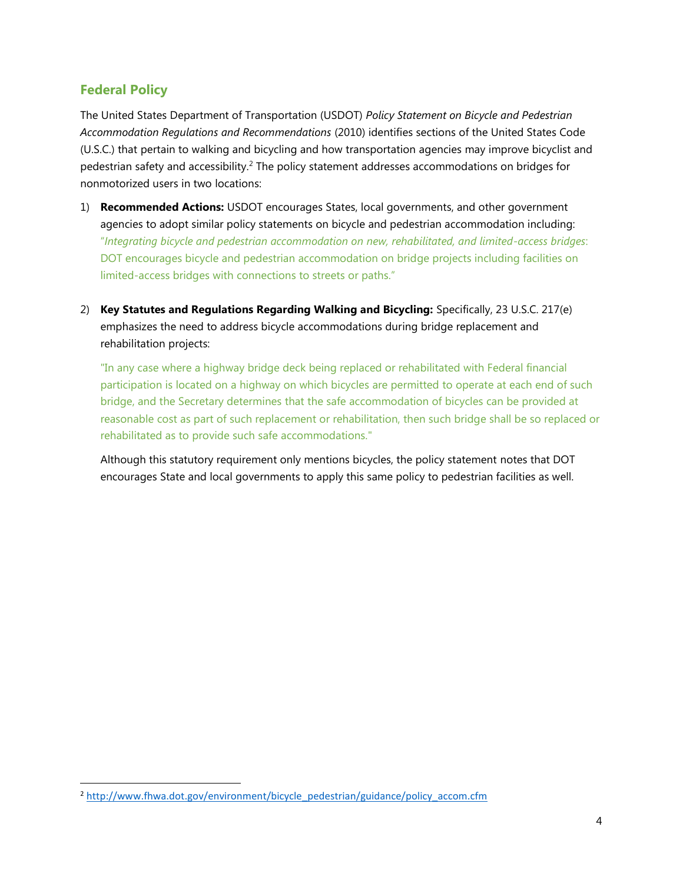## Federal Policy

The United States Department of Transportation (USDOT) *Policy Statement on Bicycle and Pedestrian Accommodation Regulations and Recommendations* (2010) identifies sections of the United States Code (U.S.C.) that pertain to walking and bicycling and how transportation agencies may improve bicyclist and pedestrian safety and accessibility.[2] The policy statement addresses accommodations on bridges for nonmotorized users in two locations:

1) **Recommended Actions:** USDOT encourages States, local governments, and other government agencies to adopt similar policy statements on bicycle and pedestrian accommodation including: "*Integrating bicycle and pedestrian accommodation on new, rehabilitated, and limited-access bridges*: DOT encourages bicycle and pedestrian accommodation on bridge projects including facilities on limited-access bridges with connections to streets or paths."

2) **Key Statutes and Regulations Regarding Walking and Bicycling:** Specifically, 23 U.S.C. 217(e) emphasizes the need to address bicycle accommodations during bridge replacement and rehabilitation projects:

   "In any case where a highway bridge deck being replaced or rehabilitated with Federal financial participation is located on a highway on which bicycles are permitted to operate at each end of such bridge, and the Secretary determines that the safe accommodation of bicycles can be provided at reasonable cost as part of such replacement or rehabilitation, then such bridge shall be so replaced or rehabilitated as to provide such safe accommodations."

   Although this statutory requirement only mentions bicycles, the policy statement notes that DOT encourages State and local governments to apply this same policy to pedestrian facilities as well.

---

[2] http://www.fhwa.dot.gov/environment/bicycle_pedestrian/guidance/policy_accom.cfm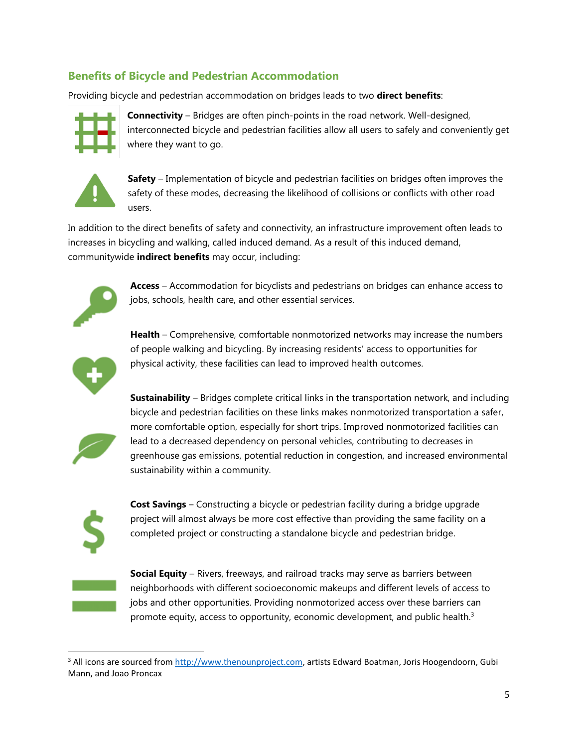## Benefits of Bicycle and Pedestrian Accommodation

Providing bicycle and pedestrian accommodation on bridges leads to two **direct benefits**:

**Connectivity** – Bridges are often pinch-points in the road network. Well-designed, interconnected bicycle and pedestrian facilities allow all users to safely and conveniently get where they want to go.

**Safety** – Implementation of bicycle and pedestrian facilities on bridges often improves the safety of these modes, decreasing the likelihood of collisions or conflicts with other road users.

In addition to the direct benefits of safety and connectivity, an infrastructure improvement often leads to increases in bicycling and walking, called induced demand. As a result of this induced demand, communitywide **indirect benefits** may occur, including:

**Access** – Accommodation for bicyclists and pedestrians on bridges can enhance access to jobs, schools, health care, and other essential services.

**Health** – Comprehensive, comfortable nonmotorized networks may increase the numbers of people walking and bicycling. By increasing residents' access to opportunities for physical activity, these facilities can lead to improved health outcomes.

**Sustainability** – Bridges complete critical links in the transportation network, and including bicycle and pedestrian facilities on these links makes nonmotorized transportation a safer, more comfortable option, especially for short trips. Improved nonmotorized facilities can lead to a decreased dependency on personal vehicles, contributing to decreases in greenhouse gas emissions, potential reduction in congestion, and increased environmental sustainability within a community.

**Cost Savings** – Constructing a bicycle or pedestrian facility during a bridge upgrade project will almost always be more cost effective than providing the same facility on a completed project or constructing a standalone bicycle and pedestrian bridge.

**Social Equity** – Rivers, freeways, and railroad tracks may serve as barriers between neighborhoods with different socioeconomic makeups and different levels of access to jobs and other opportunities. Providing nonmotorized access over these barriers can promote equity, access to opportunity, economic development, and public health.[3]

---

[3] All icons are sourced from http://www.thenounproject.com, artists Edward Boatman, Joris Hoogendoorn, Gubi Mann, and Joao Proncax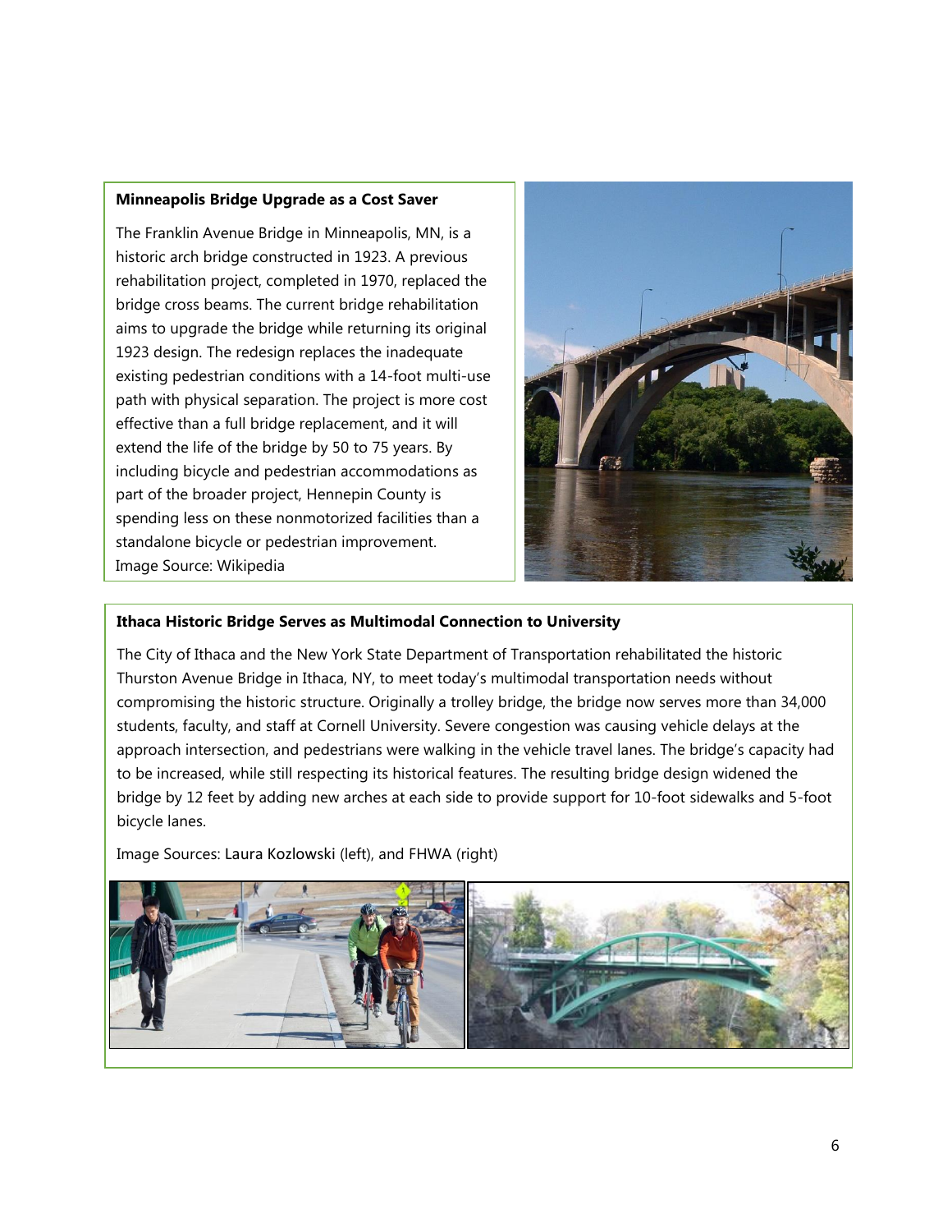**Minneapolis Bridge Upgrade as a Cost Saver**

The Franklin Avenue Bridge in Minneapolis, MN, is a historic arch bridge constructed in 1923. A previous rehabilitation project, completed in 1970, replaced the bridge cross beams. The current bridge rehabilitation aims to upgrade the bridge while returning its original 1923 design. The redesign replaces the inadequate existing pedestrian conditions with a 14-foot multi-use path with physical separation. The project is more cost effective than a full bridge replacement, and it will extend the life of the bridge by 50 to 75 years. By including bicycle and pedestrian accommodations as part of the broader project, Hennepin County is spending less on these nonmotorized facilities than a standalone bicycle or pedestrian improvement.

Image Source: Wikipedia

**Ithaca Historic Bridge Serves as Multimodal Connection to University**

The City of Ithaca and the New York State Department of Transportation rehabilitated the historic Thurston Avenue Bridge in Ithaca, NY, to meet today's multimodal transportation needs without compromising the historic structure. Originally a trolley bridge, the bridge now serves more than 34,000 students, faculty, and staff at Cornell University. Severe congestion was causing vehicle delays at the approach intersection, and pedestrians were walking in the vehicle travel lanes. The bridge's capacity had to be increased, while still respecting its historical features. The resulting bridge design widened the bridge by 12 feet by adding new arches at each side to provide support for 10-foot sidewalks and 5-foot bicycle lanes.

Image Sources: Laura Kozlowski (left), and FHWA (right)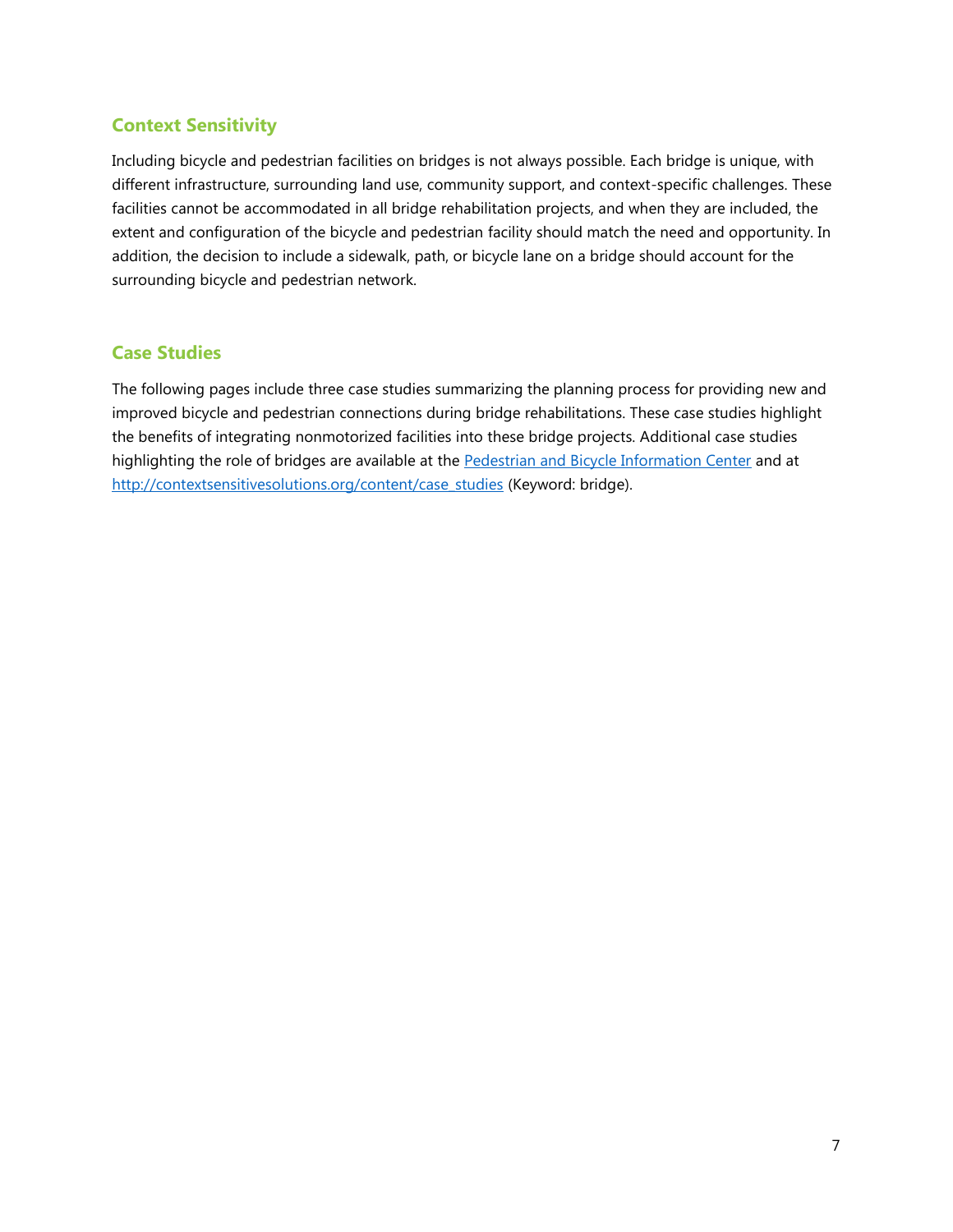## Context Sensitivity

Including bicycle and pedestrian facilities on bridges is not always possible. Each bridge is unique, with different infrastructure, surrounding land use, community support, and context-specific challenges. These facilities cannot be accommodated in all bridge rehabilitation projects, and when they are included, the extent and configuration of the bicycle and pedestrian facility should match the need and opportunity. In addition, the decision to include a sidewalk, path, or bicycle lane on a bridge should account for the surrounding bicycle and pedestrian network.

## Case Studies

The following pages include three case studies summarizing the planning process for providing new and improved bicycle and pedestrian connections during bridge rehabilitations. These case studies highlight the benefits of integrating nonmotorized facilities into these bridge projects. Additional case studies highlighting the role of bridges are available at the [Pedestrian and Bicycle Information Center]() and at [http://contextsensitivesolutions.org/content/case_studies](http://contextsensitivesolutions.org/content/case_studies) (Keyword: bridge).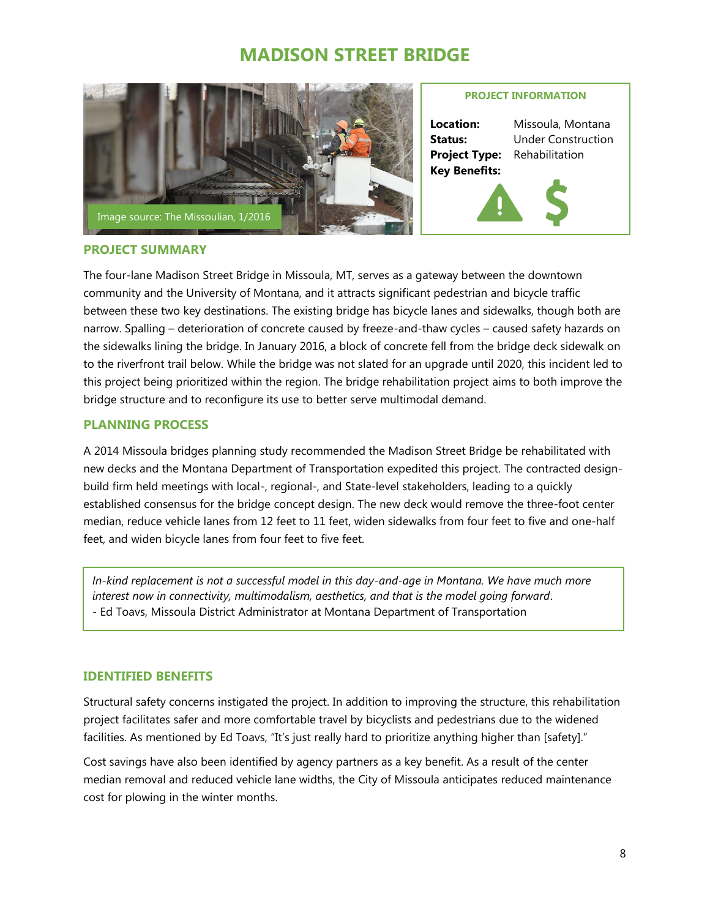# MADISON STREET BRIDGE

Image source: The Missoulian, 1/2016

**PROJECT INFORMATION**

**Location:** Missoula, Montana
**Status:** Under Construction
**Project Type:** Rehabilitation
**Key Benefits:**

## PROJECT SUMMARY

The four-lane Madison Street Bridge in Missoula, MT, serves as a gateway between the downtown community and the University of Montana, and it attracts significant pedestrian and bicycle traffic between these two key destinations. The existing bridge has bicycle lanes and sidewalks, though both are narrow. Spalling – deterioration of concrete caused by freeze-and-thaw cycles – caused safety hazards on the sidewalks lining the bridge. In January 2016, a block of concrete fell from the bridge deck sidewalk on to the riverfront trail below. While the bridge was not slated for an upgrade until 2020, this incident led to this project being prioritized within the region. The bridge rehabilitation project aims to both improve the bridge structure and to reconfigure its use to better serve multimodal demand.

## PLANNING PROCESS

A 2014 Missoula bridges planning study recommended the Madison Street Bridge be rehabilitated with new decks and the Montana Department of Transportation expedited this project. The contracted design-build firm held meetings with local-, regional-, and State-level stakeholders, leading to a quickly established consensus for the bridge concept design. The new deck would remove the three-foot center median, reduce vehicle lanes from 12 feet to 11 feet, widen sidewalks from four feet to five and one-half feet, and widen bicycle lanes from four feet to five feet.

> *In-kind replacement is not a successful model in this day-and-age in Montana. We have much more interest now in connectivity, multimodalism, aesthetics, and that is the model going forward*.
> \- Ed Toavs, Missoula District Administrator at Montana Department of Transportation

## IDENTIFIED BENEFITS

Structural safety concerns instigated the project. In addition to improving the structure, this rehabilitation project facilitates safer and more comfortable travel by bicyclists and pedestrians due to the widened facilities. As mentioned by Ed Toavs, "It's just really hard to prioritize anything higher than [safety]."

Cost savings have also been identified by agency partners as a key benefit. As a result of the center median removal and reduced vehicle lane widths, the City of Missoula anticipates reduced maintenance cost for plowing in the winter months.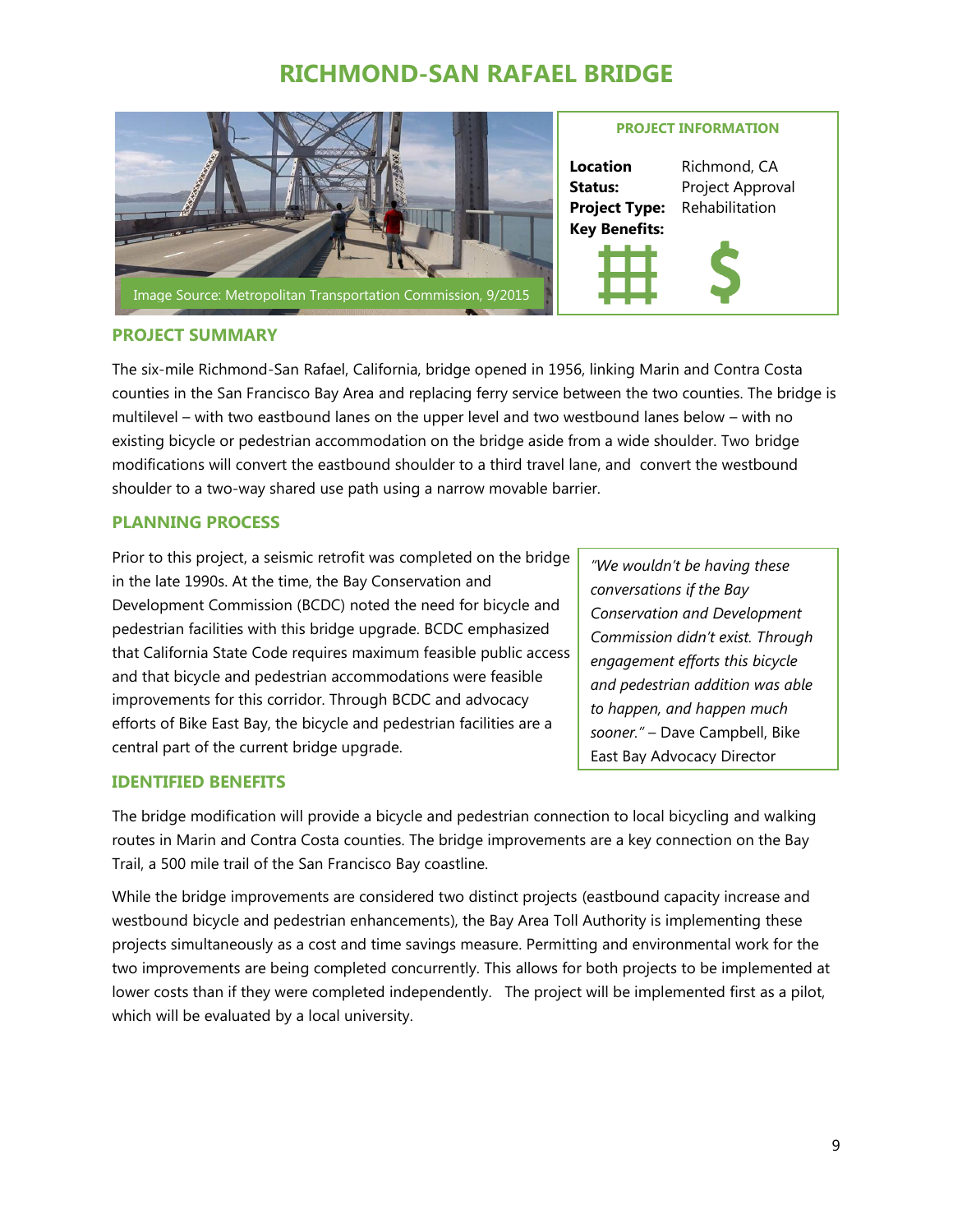# RICHMOND-SAN RAFAEL BRIDGE

Image Source: Metropolitan Transportation Commission, 9/2015

**PROJECT INFORMATION**

**Location** Richmond, CA
**Status:** Project Approval
**Project Type:** Rehabilitation
**Key Benefits:**

## PROJECT SUMMARY

The six-mile Richmond-San Rafael, California, bridge opened in 1956, linking Marin and Contra Costa counties in the San Francisco Bay Area and replacing ferry service between the two counties. The bridge is multilevel – with two eastbound lanes on the upper level and two westbound lanes below – with no existing bicycle or pedestrian accommodation on the bridge aside from a wide shoulder. Two bridge modifications will convert the eastbound shoulder to a third travel lane, and convert the westbound shoulder to a two-way shared use path using a narrow movable barrier.

## PLANNING PROCESS

Prior to this project, a seismic retrofit was completed on the bridge in the late 1990s. At the time, the Bay Conservation and Development Commission (BCDC) noted the need for bicycle and pedestrian facilities with this bridge upgrade. BCDC emphasized that California State Code requires maximum feasible public access and that bicycle and pedestrian accommodations were feasible improvements for this corridor. Through BCDC and advocacy efforts of Bike East Bay, the bicycle and pedestrian facilities are a central part of the current bridge upgrade.

> *"We wouldn't be having these conversations if the Bay Conservation and Development Commission didn't exist. Through engagement efforts this bicycle and pedestrian addition was able to happen, and happen much sooner."* – Dave Campbell, Bike East Bay Advocacy Director

## IDENTIFIED BENEFITS

The bridge modification will provide a bicycle and pedestrian connection to local bicycling and walking routes in Marin and Contra Costa counties. The bridge improvements are a key connection on the Bay Trail, a 500 mile trail of the San Francisco Bay coastline.

While the bridge improvements are considered two distinct projects (eastbound capacity increase and westbound bicycle and pedestrian enhancements), the Bay Area Toll Authority is implementing these projects simultaneously as a cost and time savings measure. Permitting and environmental work for the two improvements are being completed concurrently. This allows for both projects to be implemented at lower costs than if they were completed independently. The project will be implemented first as a pilot, which will be evaluated by a local university.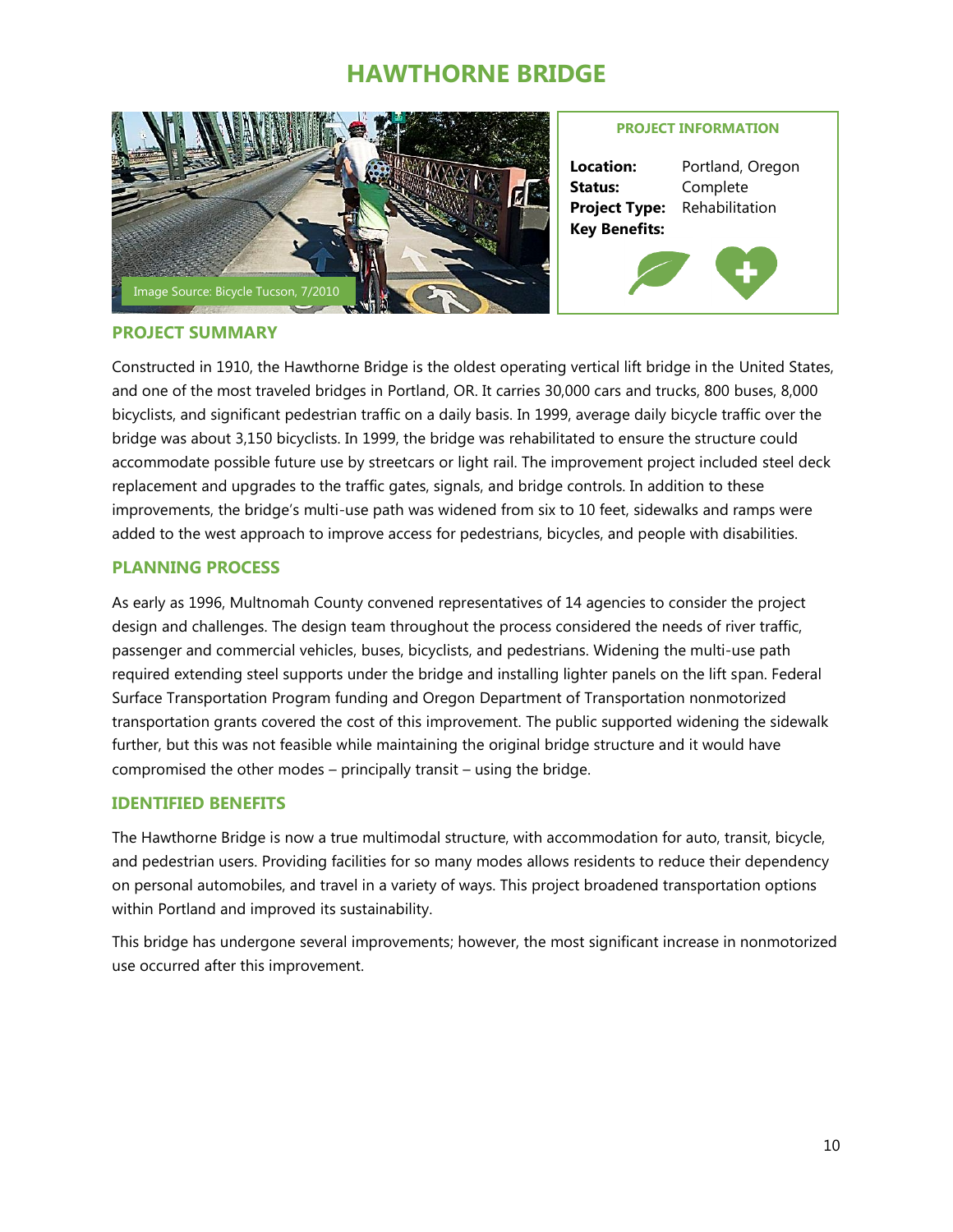# HAWTHORNE BRIDGE

Image Source: Bicycle Tucson, 7/2010

**PROJECT INFORMATION**

**Location:** Portland, Oregon
**Status:** Complete
**Project Type:** Rehabilitation
**Key Benefits:**

## PROJECT SUMMARY

Constructed in 1910, the Hawthorne Bridge is the oldest operating vertical lift bridge in the United States, and one of the most traveled bridges in Portland, OR. It carries 30,000 cars and trucks, 800 buses, 8,000 bicyclists, and significant pedestrian traffic on a daily basis. In 1999, average daily bicycle traffic over the bridge was about 3,150 bicyclists. In 1999, the bridge was rehabilitated to ensure the structure could accommodate possible future use by streetcars or light rail. The improvement project included steel deck replacement and upgrades to the traffic gates, signals, and bridge controls. In addition to these improvements, the bridge's multi-use path was widened from six to 10 feet, sidewalks and ramps were added to the west approach to improve access for pedestrians, bicycles, and people with disabilities.

## PLANNING PROCESS

As early as 1996, Multnomah County convened representatives of 14 agencies to consider the project design and challenges. The design team throughout the process considered the needs of river traffic, passenger and commercial vehicles, buses, bicyclists, and pedestrians. Widening the multi-use path required extending steel supports under the bridge and installing lighter panels on the lift span. Federal Surface Transportation Program funding and Oregon Department of Transportation nonmotorized transportation grants covered the cost of this improvement. The public supported widening the sidewalk further, but this was not feasible while maintaining the original bridge structure and it would have compromised the other modes – principally transit – using the bridge.

## IDENTIFIED BENEFITS

The Hawthorne Bridge is now a true multimodal structure, with accommodation for auto, transit, bicycle, and pedestrian users. Providing facilities for so many modes allows residents to reduce their dependency on personal automobiles, and travel in a variety of ways. This project broadened transportation options within Portland and improved its sustainability.

This bridge has undergone several improvements; however, the most significant increase in nonmotorized use occurred after this improvement.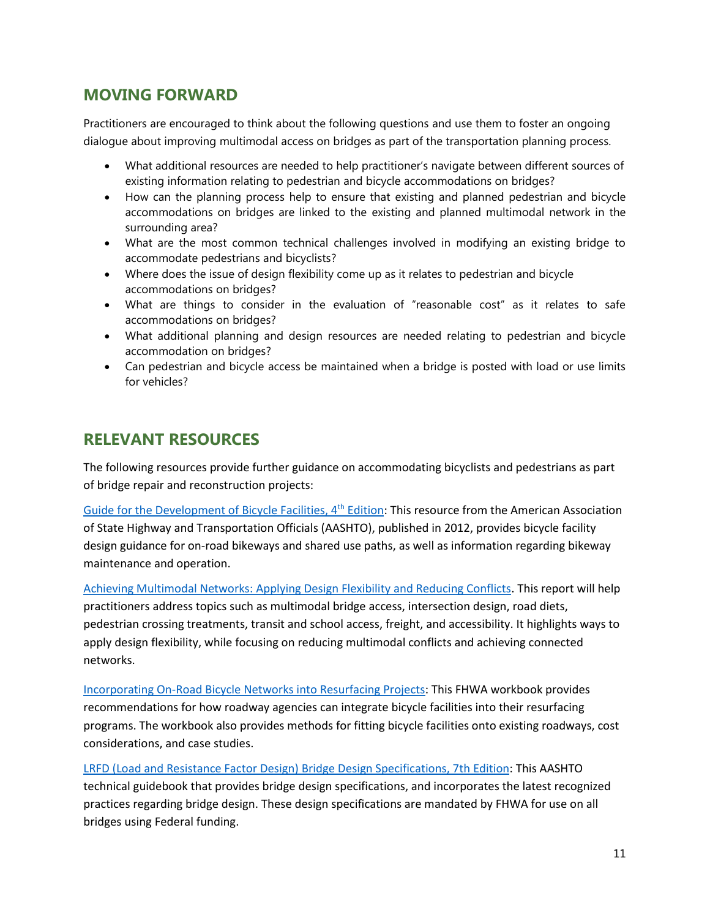## MOVING FORWARD

Practitioners are encouraged to think about the following questions and use them to foster an ongoing dialogue about improving multimodal access on bridges as part of the transportation planning process.

- What additional resources are needed to help practitioner's navigate between different sources of existing information relating to pedestrian and bicycle accommodations on bridges?
- How can the planning process help to ensure that existing and planned pedestrian and bicycle accommodations on bridges are linked to the existing and planned multimodal network in the surrounding area?
- What are the most common technical challenges involved in modifying an existing bridge to accommodate pedestrians and bicyclists?
- Where does the issue of design flexibility come up as it relates to pedestrian and bicycle accommodations on bridges?
- What are things to consider in the evaluation of "reasonable cost" as it relates to safe accommodations on bridges?
- What additional planning and design resources are needed relating to pedestrian and bicycle accommodation on bridges?
- Can pedestrian and bicycle access be maintained when a bridge is posted with load or use limits for vehicles?

## RELEVANT RESOURCES

The following resources provide further guidance on accommodating bicyclists and pedestrians as part of bridge repair and reconstruction projects:

Guide for the Development of Bicycle Facilities, 4th Edition: This resource from the American Association of State Highway and Transportation Officials (AASHTO), published in 2012, provides bicycle facility design guidance for on-road bikeways and shared use paths, as well as information regarding bikeway maintenance and operation.

Achieving Multimodal Networks: Applying Design Flexibility and Reducing Conflicts. This report will help practitioners address topics such as multimodal bridge access, intersection design, road diets, pedestrian crossing treatments, transit and school access, freight, and accessibility. It highlights ways to apply design flexibility, while focusing on reducing multimodal conflicts and achieving connected networks.

Incorporating On-Road Bicycle Networks into Resurfacing Projects: This FHWA workbook provides recommendations for how roadway agencies can integrate bicycle facilities into their resurfacing programs. The workbook also provides methods for fitting bicycle facilities onto existing roadways, cost considerations, and case studies.

LRFD (Load and Resistance Factor Design) Bridge Design Specifications, 7th Edition: This AASHTO technical guidebook that provides bridge design specifications, and incorporates the latest recognized practices regarding bridge design. These design specifications are mandated by FHWA for use on all bridges using Federal funding.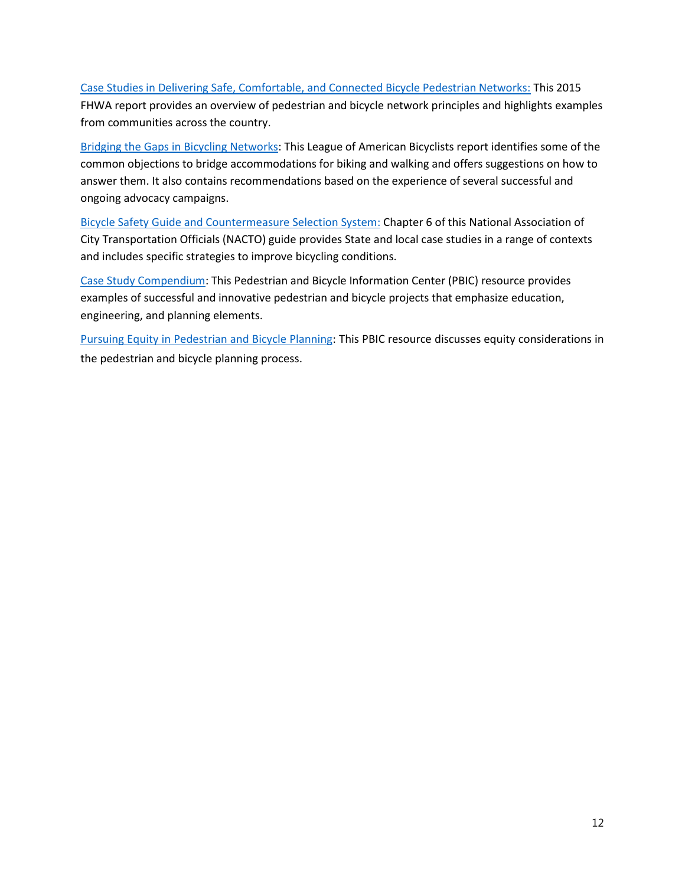Case Studies in Delivering Safe, Comfortable, and Connected Bicycle Pedestrian Networks: This 2015 FHWA report provides an overview of pedestrian and bicycle network principles and highlights examples from communities across the country.

Bridging the Gaps in Bicycling Networks: This League of American Bicyclists report identifies some of the common objections to bridge accommodations for biking and walking and offers suggestions on how to answer them. It also contains recommendations based on the experience of several successful and ongoing advocacy campaigns.

Bicycle Safety Guide and Countermeasure Selection System: Chapter 6 of this National Association of City Transportation Officials (NACTO) guide provides State and local case studies in a range of contexts and includes specific strategies to improve bicycling conditions.

Case Study Compendium: This Pedestrian and Bicycle Information Center (PBIC) resource provides examples of successful and innovative pedestrian and bicycle projects that emphasize education, engineering, and planning elements.

Pursuing Equity in Pedestrian and Bicycle Planning: This PBIC resource discusses equity considerations in the pedestrian and bicycle planning process.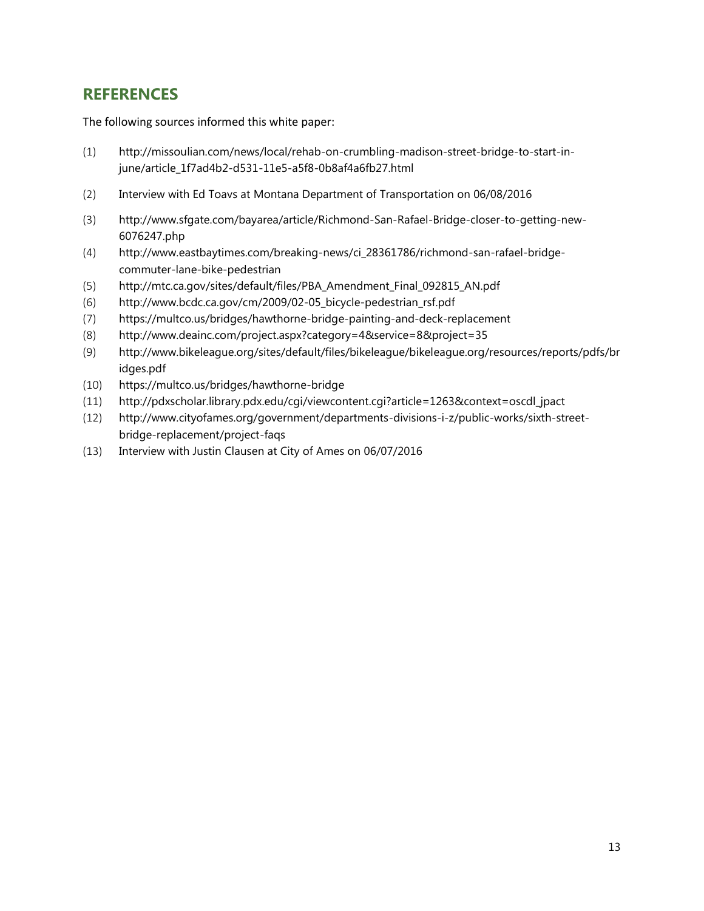## REFERENCES

The following sources informed this white paper:

(1) http://missoulian.com/news/local/rehab-on-crumbling-madison-street-bridge-to-start-in-june/article_1f7ad4b2-d531-11e5-a5f8-0b8af4a6fb27.html

(2) Interview with Ed Toavs at Montana Department of Transportation on 06/08/2016

(3) http://www.sfgate.com/bayarea/article/Richmond-San-Rafael-Bridge-closer-to-getting-new-6076247.php

(4) http://www.eastbaytimes.com/breaking-news/ci_28361786/richmond-san-rafael-bridge-commuter-lane-bike-pedestrian

(5) http://mtc.ca.gov/sites/default/files/PBA_Amendment_Final_092815_AN.pdf

(6) http://www.bcdc.ca.gov/cm/2009/02-05_bicycle-pedestrian_rsf.pdf

(7) https://multco.us/bridges/hawthorne-bridge-painting-and-deck-replacement

(8) http://www.deainc.com/project.aspx?category=4&service=8&project=35

(9) http://www.bikeleague.org/sites/default/files/bikeleague/bikeleague.org/resources/reports/pdfs/bridges.pdf

(10) https://multco.us/bridges/hawthorne-bridge

(11) http://pdxscholar.library.pdx.edu/cgi/viewcontent.cgi?article=1263&context=oscdl_jpact

(12) http://www.cityofames.org/government/departments-divisions-i-z/public-works/sixth-street-bridge-replacement/project-faqs

(13) Interview with Justin Clausen at City of Ames on 06/07/2016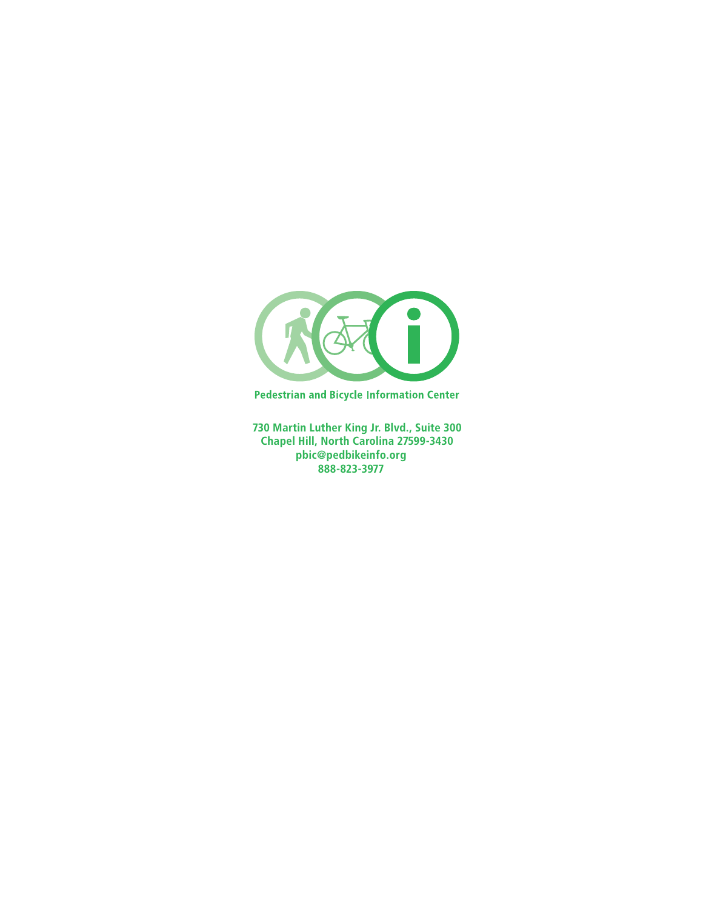Pedestrian and Bicycle Information Center

**730 Martin Luther King Jr. Blvd., Suite 300**
**Chapel Hill, North Carolina 27599-3430**
**pbic@pedbikeinfo.org**
**888-823-3977**